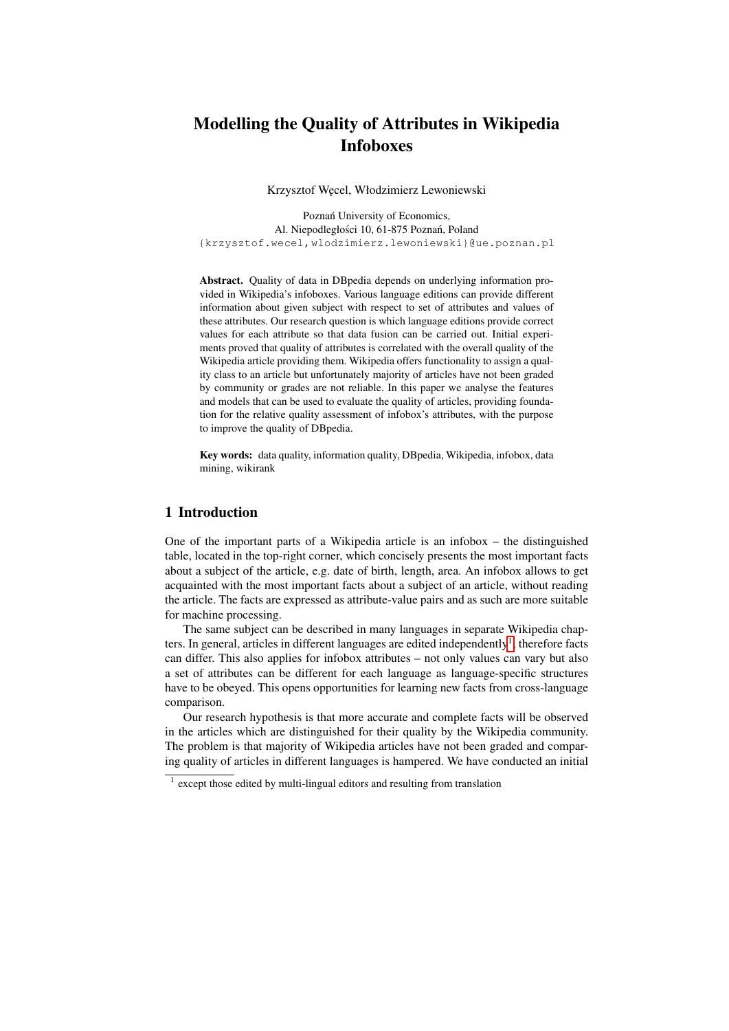# Modelling the Quality of Attributes in Wikipedia Infoboxes

Krzysztof Węcel, Włodzimierz Lewoniewski

Poznań University of Economics,
Al. Niepodległości 10, 61-875 Poznań, Poland
{krzysztof.wecel,wlodzimierz.lewoniewski}@ue.poznan.pl

**Abstract.** Quality of data in DBpedia depends on underlying information provided in Wikipedia's infoboxes. Various language editions can provide different information about given subject with respect to set of attributes and values of these attributes. Our research question is which language editions provide correct values for each attribute so that data fusion can be carried out. Initial experiments proved that quality of attributes is correlated with the overall quality of the Wikipedia article providing them. Wikipedia offers functionality to assign a quality class to an article but unfortunately majority of articles have not been graded by community or grades are not reliable. In this paper we analyse the features and models that can be used to evaluate the quality of articles, providing foundation for the relative quality assessment of infobox's attributes, with the purpose to improve the quality of DBpedia.

**Key words:** data quality, information quality, DBpedia, Wikipedia, infobox, data mining, wikirank

## 1 Introduction

One of the important parts of a Wikipedia article is an infobox – the distinguished table, located in the top-right corner, which concisely presents the most important facts about a subject of the article, e.g. date of birth, length, area. An infobox allows to get acquainted with the most important facts about a subject of an article, without reading the article. The facts are expressed as attribute-value pairs and as such are more suitable for machine processing.

The same subject can be described in many languages in separate Wikipedia chapters. In general, articles in different languages are edited independently[1], therefore facts can differ. This also applies for infobox attributes – not only values can vary but also a set of attributes can be different for each language as language-specific structures have to be obeyed. This opens opportunities for learning new facts from cross-language comparison.

Our research hypothesis is that more accurate and complete facts will be observed in the articles which are distinguished for their quality by the Wikipedia community. The problem is that majority of Wikipedia articles have not been graded and comparing quality of articles in different languages is hampered. We have conducted an initial

[1] except those edited by multi-lingual editors and resulting from translation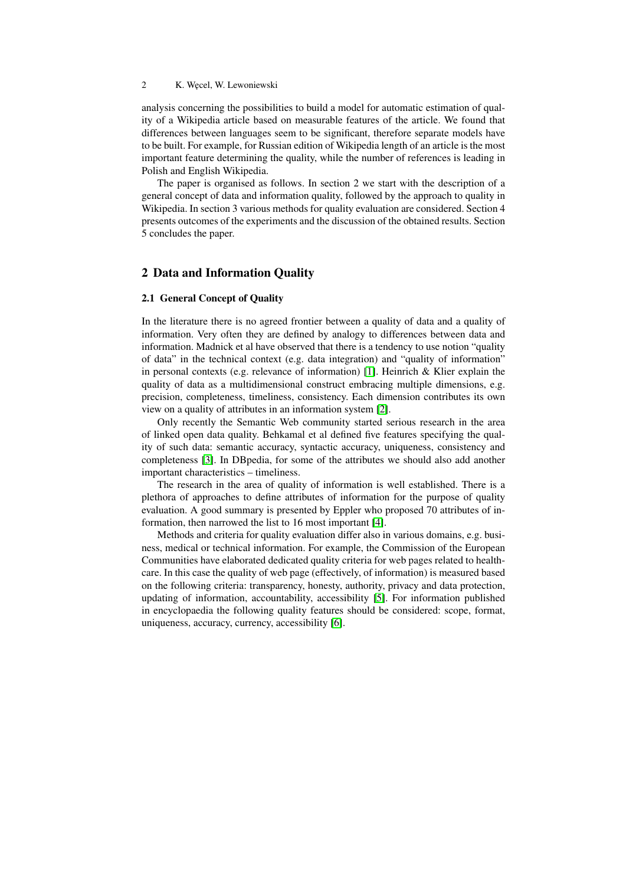analysis concerning the possibilities to build a model for automatic estimation of quality of a Wikipedia article based on measurable features of the article. We found that differences between languages seem to be significant, therefore separate models have to be built. For example, for Russian edition of Wikipedia length of an article is the most important feature determining the quality, while the number of references is leading in Polish and English Wikipedia.

The paper is organised as follows. In section 2 we start with the description of a general concept of data and information quality, followed by the approach to quality in Wikipedia. In section 3 various methods for quality evaluation are considered. Section 4 presents outcomes of the experiments and the discussion of the obtained results. Section 5 concludes the paper.

## 2 Data and Information Quality

### 2.1 General Concept of Quality

In the literature there is no agreed frontier between a quality of data and a quality of information. Very often they are defined by analogy to differences between data and information. Madnick et al have observed that there is a tendency to use notion "quality of data" in the technical context (e.g. data integration) and "quality of information" in personal contexts (e.g. relevance of information) [1]. Heinrich & Klier explain the quality of data as a multidimensional construct embracing multiple dimensions, e.g. precision, completeness, timeliness, consistency. Each dimension contributes its own view on a quality of attributes in an information system [2].

Only recently the Semantic Web community started serious research in the area of linked open data quality. Behkamal et al defined five features specifying the quality of such data: semantic accuracy, syntactic accuracy, uniqueness, consistency and completeness [3]. In DBpedia, for some of the attributes we should also add another important characteristics – timeliness.

The research in the area of quality of information is well established. There is a plethora of approaches to define attributes of information for the purpose of quality evaluation. A good summary is presented by Eppler who proposed 70 attributes of information, then narrowed the list to 16 most important [4].

Methods and criteria for quality evaluation differ also in various domains, e.g. business, medical or technical information. For example, the Commission of the European Communities have elaborated dedicated quality criteria for web pages related to healthcare. In this case the quality of web page (effectively, of information) is measured based on the following criteria: transparency, honesty, authority, privacy and data protection, updating of information, accountability, accessibility [5]. For information published in encyclopaedia the following quality features should be considered: scope, format, uniqueness, accuracy, currency, accessibility [6].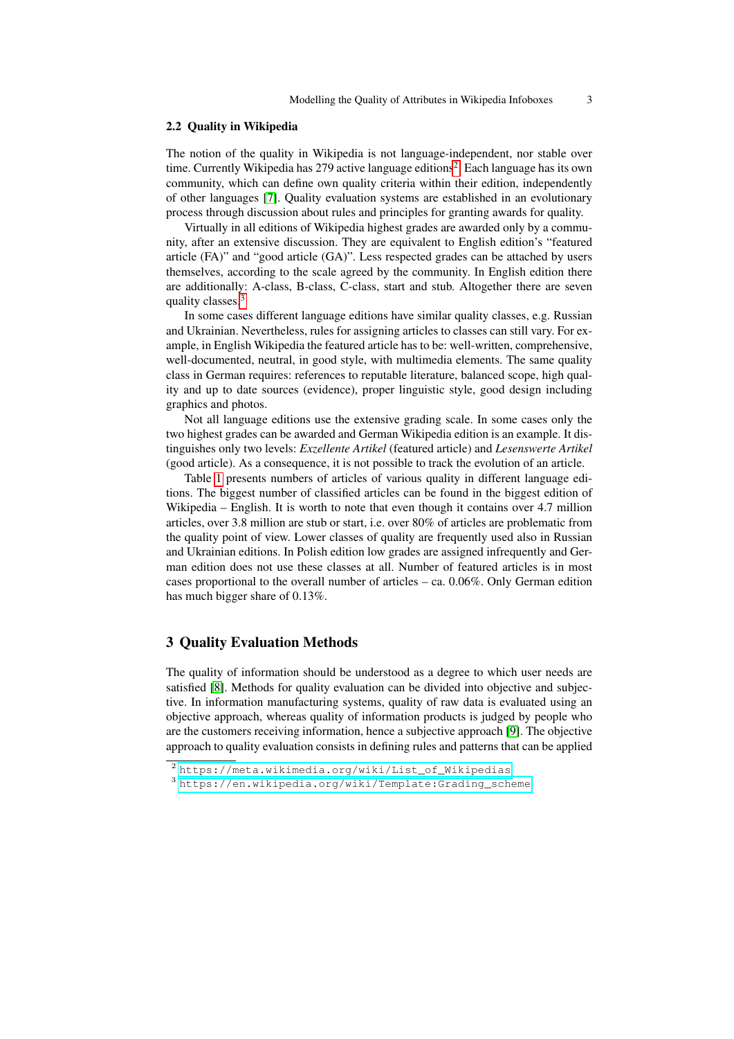### 2.2 Quality in Wikipedia

The notion of the quality in Wikipedia is not language-independent, nor stable over time. Currently Wikipedia has 279 active language editions[2]. Each language has its own community, which can define own quality criteria within their edition, independently of other languages [7]. Quality evaluation systems are established in an evolutionary process through discussion about rules and principles for granting awards for quality.

Virtually in all editions of Wikipedia highest grades are awarded only by a community, after an extensive discussion. They are equivalent to English edition's "featured article (FA)" and "good article (GA)". Less respected grades can be attached by users themselves, according to the scale agreed by the community. In English edition there are additionally: A-class, B-class, C-class, start and stub. Altogether there are seven quality classes.[3]

In some cases different language editions have similar quality classes, e.g. Russian and Ukrainian. Nevertheless, rules for assigning articles to classes can still vary. For example, in English Wikipedia the featured article has to be: well-written, comprehensive, well-documented, neutral, in good style, with multimedia elements. The same quality class in German requires: references to reputable literature, balanced scope, high quality and up to date sources (evidence), proper linguistic style, good design including graphics and photos.

Not all language editions use the extensive grading scale. In some cases only the two highest grades can be awarded and German Wikipedia edition is an example. It distinguishes only two levels: *Exzellente Artikel* (featured article) and *Lesenswerte Artikel* (good article). As a consequence, it is not possible to track the evolution of an article.

Table 1 presents numbers of articles of various quality in different language editions. The biggest number of classified articles can be found in the biggest edition of Wikipedia – English. It is worth to note that even though it contains over 4.7 million articles, over 3.8 million are stub or start, i.e. over 80% of articles are problematic from the quality point of view. Lower classes of quality are frequently used also in Russian and Ukrainian editions. In Polish edition low grades are assigned infrequently and German edition does not use these classes at all. Number of featured articles is in most cases proportional to the overall number of articles – ca. 0.06%. Only German edition has much bigger share of 0.13%.

## 3 Quality Evaluation Methods

The quality of information should be understood as a degree to which user needs are satisfied [8]. Methods for quality evaluation can be divided into objective and subjective. In information manufacturing systems, quality of raw data is evaluated using an objective approach, whereas quality of information products is judged by people who are the customers receiving information, hence a subjective approach [9]. The objective approach to quality evaluation consists in defining rules and patterns that can be applied

[2] https://meta.wikimedia.org/wiki/List_of_Wikipedias

[3] https://en.wikipedia.org/wiki/Template:Grading_scheme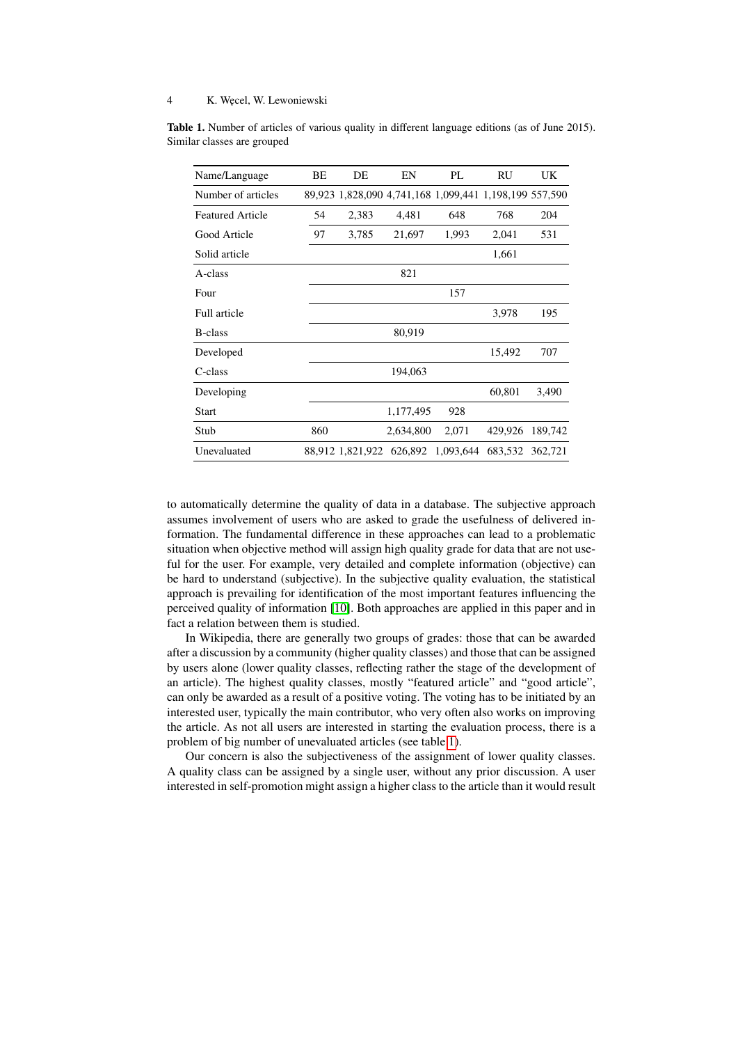**Table 1.** Number of articles of various quality in different language editions (as of June 2015). Similar classes are grouped

| Name/Language | BE | DE | EN | PL | RU | UK |
|---|---|---|---|---|---|---|
| Number of articles | 89,923 | 1,828,090 | 4,741,168 | 1,099,441 | 1,198,199 | 557,590 |
| Featured Article | 54 | 2,383 | 4,481 | 648 | 768 | 204 |
| Good Article | 97 | 3,785 | 21,697 | 1,993 | 2,041 | 531 |
| Solid article | | | | | 1,661 | |
| A-class | | | 821 | | | |
| Four | | | | 157 | | |
| Full article | | | | | 3,978 | 195 |
| B-class | | | 80,919 | | | |
| Developed | | | | | 15,492 | 707 |
| C-class | | | 194,063 | | | |
| Developing | | | | | 60,801 | 3,490 |
| Start | | | 1,177,495 | 928 | | |
| Stub | 860 | | 2,634,800 | 2,071 | 429,926 | 189,742 |
| Unevaluated | 88,912 | 1,821,922 | 626,892 | 1,093,644 | 683,532 | 362,721 |

to automatically determine the quality of data in a database. The subjective approach assumes involvement of users who are asked to grade the usefulness of delivered information. The fundamental difference in these approaches can lead to a problematic situation when objective method will assign high quality grade for data that are not useful for the user. For example, very detailed and complete information (objective) can be hard to understand (subjective). In the subjective quality evaluation, the statistical approach is prevailing for identification of the most important features influencing the perceived quality of information [10]. Both approaches are applied in this paper and in fact a relation between them is studied.

In Wikipedia, there are generally two groups of grades: those that can be awarded after a discussion by a community (higher quality classes) and those that can be assigned by users alone (lower quality classes, reflecting rather the stage of the development of an article). The highest quality classes, mostly "featured article" and "good article", can only be awarded as a result of a positive voting. The voting has to be initiated by an interested user, typically the main contributor, who very often also works on improving the article. As not all users are interested in starting the evaluation process, there is a problem of big number of unevaluated articles (see table 1).

Our concern is also the subjectiveness of the assignment of lower quality classes. A quality class can be assigned by a single user, without any prior discussion. A user interested in self-promotion might assign a higher class to the article than it would result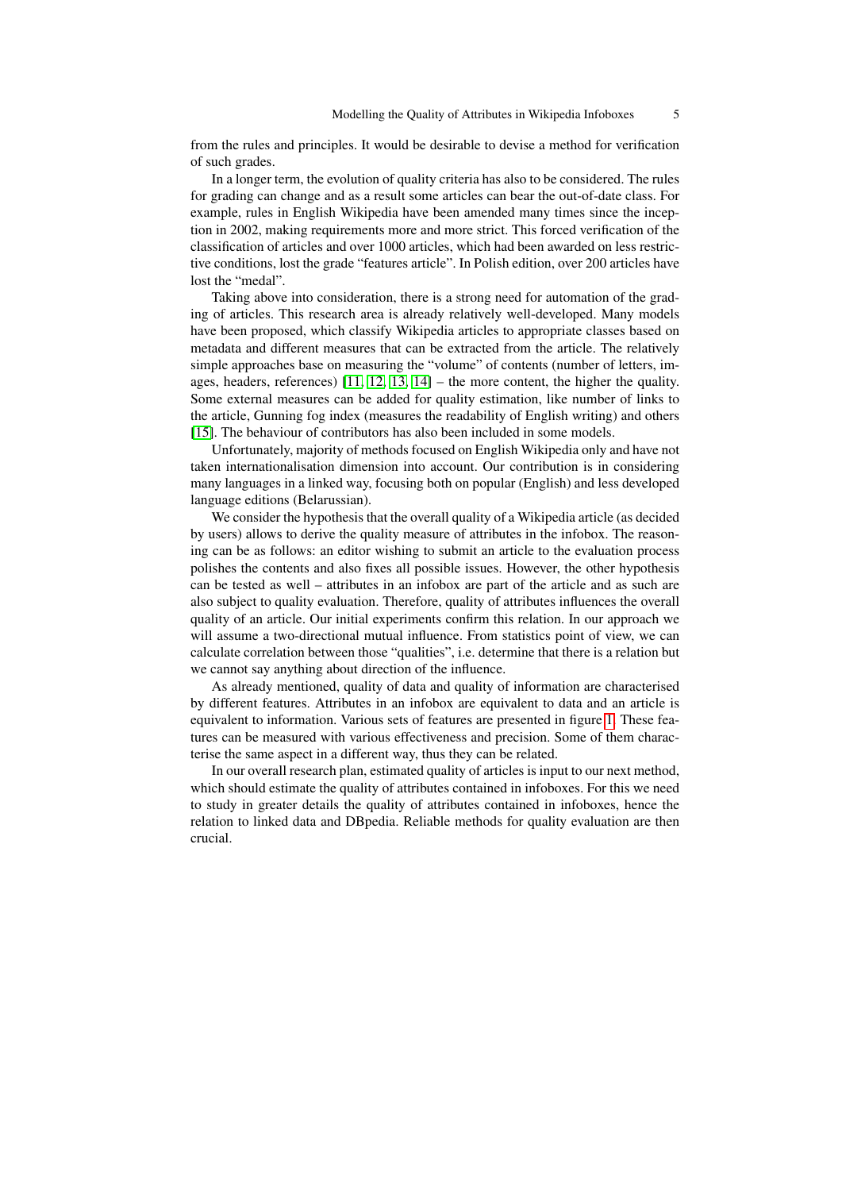from the rules and principles. It would be desirable to devise a method for verification of such grades.

In a longer term, the evolution of quality criteria has also to be considered. The rules for grading can change and as a result some articles can bear the out-of-date class. For example, rules in English Wikipedia have been amended many times since the inception in 2002, making requirements more and more strict. This forced verification of the classification of articles and over 1000 articles, which had been awarded on less restrictive conditions, lost the grade "features article". In Polish edition, over 200 articles have lost the "medal".

Taking above into consideration, there is a strong need for automation of the grading of articles. This research area is already relatively well-developed. Many models have been proposed, which classify Wikipedia articles to appropriate classes based on metadata and different measures that can be extracted from the article. The relatively simple approaches base on measuring the "volume" of contents (number of letters, images, headers, references) [11, 12, 13, 14] – the more content, the higher the quality. Some external measures can be added for quality estimation, like number of links to the article, Gunning fog index (measures the readability of English writing) and others [15]. The behaviour of contributors has also been included in some models.

Unfortunately, majority of methods focused on English Wikipedia only and have not taken internationalisation dimension into account. Our contribution is in considering many languages in a linked way, focusing both on popular (English) and less developed language editions (Belarussian).

We consider the hypothesis that the overall quality of a Wikipedia article (as decided by users) allows to derive the quality measure of attributes in the infobox. The reasoning can be as follows: an editor wishing to submit an article to the evaluation process polishes the contents and also fixes all possible issues. However, the other hypothesis can be tested as well – attributes in an infobox are part of the article and as such are also subject to quality evaluation. Therefore, quality of attributes influences the overall quality of an article. Our initial experiments confirm this relation. In our approach we will assume a two-directional mutual influence. From statistics point of view, we can calculate correlation between those "qualities", i.e. determine that there is a relation but we cannot say anything about direction of the influence.

As already mentioned, quality of data and quality of information are characterised by different features. Attributes in an infobox are equivalent to data and an article is equivalent to information. Various sets of features are presented in figure 1. These features can be measured with various effectiveness and precision. Some of them characterise the same aspect in a different way, thus they can be related.

In our overall research plan, estimated quality of articles is input to our next method, which should estimate the quality of attributes contained in infoboxes. For this we need to study in greater details the quality of attributes contained in infoboxes, hence the relation to linked data and DBpedia. Reliable methods for quality evaluation are then crucial.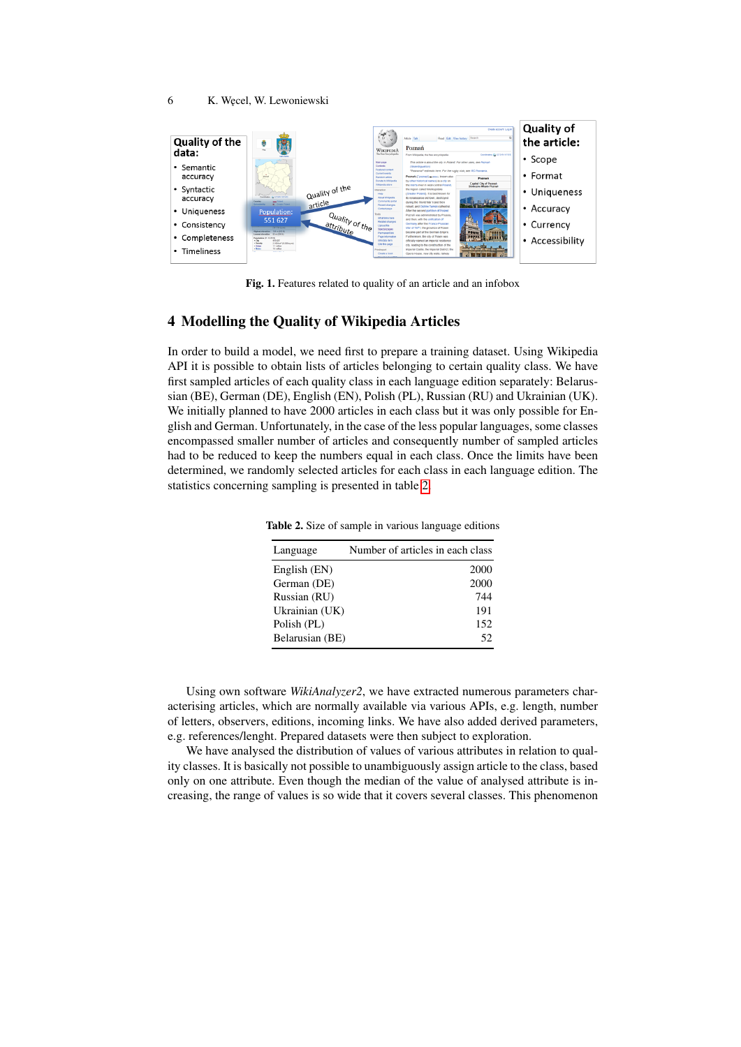**Fig. 1.** Features related to quality of an article and an infobox

## 4 Modelling the Quality of Wikipedia Articles

In order to build a model, we need first to prepare a training dataset. Using Wikipedia API it is possible to obtain lists of articles belonging to certain quality class. We have first sampled articles of each quality class in each language edition separately: Belarussian (BE), German (DE), English (EN), Polish (PL), Russian (RU) and Ukrainian (UK). We initially planned to have 2000 articles in each class but it was only possible for English and German. Unfortunately, in the case of the less popular languages, some classes encompassed smaller number of articles and consequently number of sampled articles had to be reduced to keep the numbers equal in each class. Once the limits have been determined, we randomly selected articles for each class in each language edition. The statistics concerning sampling is presented in table 2.

**Table 2.** Size of sample in various language editions

| Language | Number of articles in each class |
|---|---:|
| English (EN) | 2000 |
| German (DE) | 2000 |
| Russian (RU) | 744 |
| Ukrainian (UK) | 191 |
| Polish (PL) | 152 |
| Belarusian (BE) | 52 |

Using own software *WikiAnalyzer2*, we have extracted numerous parameters characterising articles, which are normally available via various APIs, e.g. length, number of letters, observers, editions, incoming links. We have also added derived parameters, e.g. references/lenght. Prepared datasets were then subject to exploration.

We have analysed the distribution of values of various attributes in relation to quality classes. It is basically not possible to unambiguously assign article to the class, based only on one attribute. Even though the median of the value of analysed attribute is increasing, the range of values is so wide that it covers several classes. This phenomenon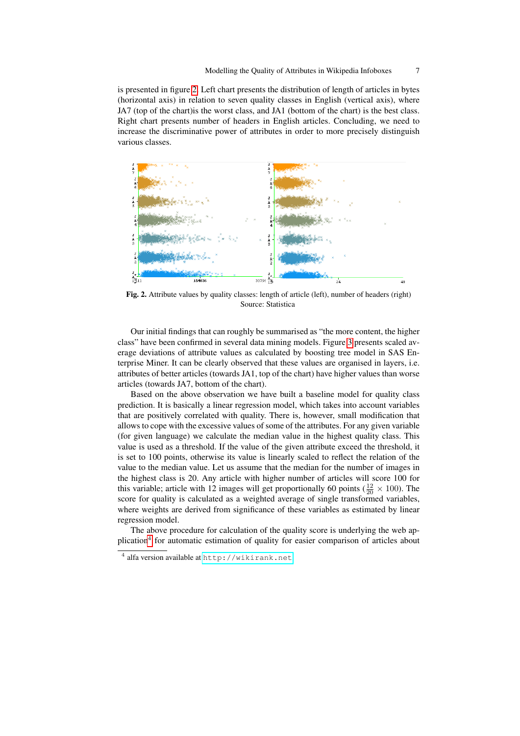is presented in figure 2. Left chart presents the distribution of length of articles in bytes (horizontal axis) in relation to seven quality classes in English (vertical axis), where JA7 (top of the chart)is the worst class, and JA1 (bottom of the chart) is the best class. Right chart presents number of headers in English articles. Concluding, we need to increase the discriminative power of attributes in order to more precisely distinguish various classes.

**Fig. 2.** Attribute values by quality classes: length of article (left), number of headers (right) Source: Statistica

Our initial findings that can roughly be summarised as "the more content, the higher class" have been confirmed in several data mining models. Figure 3 presents scaled average deviations of attribute values as calculated by boosting tree model in SAS Enterprise Miner. It can be clearly observed that these values are organised in layers, i.e. attributes of better articles (towards JA1, top of the chart) have higher values than worse articles (towards JA7, bottom of the chart).

Based on the above observation we have built a baseline model for quality class prediction. It is basically a linear regression model, which takes into account variables that are positively correlated with quality. There is, however, small modification that allows to cope with the excessive values of some of the attributes. For any given variable (for given language) we calculate the median value in the highest quality class. This value is used as a threshold. If the value of the given attribute exceed the threshold, it is set to 100 points, otherwise its value is linearly scaled to reflect the relation of the value to the median value. Let us assume that the median for the number of images in the highest class is 20. Any article with higher number of articles will score 100 for this variable; article with 12 images will get proportionally 60 points ($\frac{12}{20} \times 100$). The score for quality is calculated as a weighted average of single transformed variables, where weights are derived from significance of these variables as estimated by linear regression model.

The above procedure for calculation of the quality score is underlying the web application[4] for automatic estimation of quality for easier comparison of articles about

[4] alfa version available at http://wikirank.net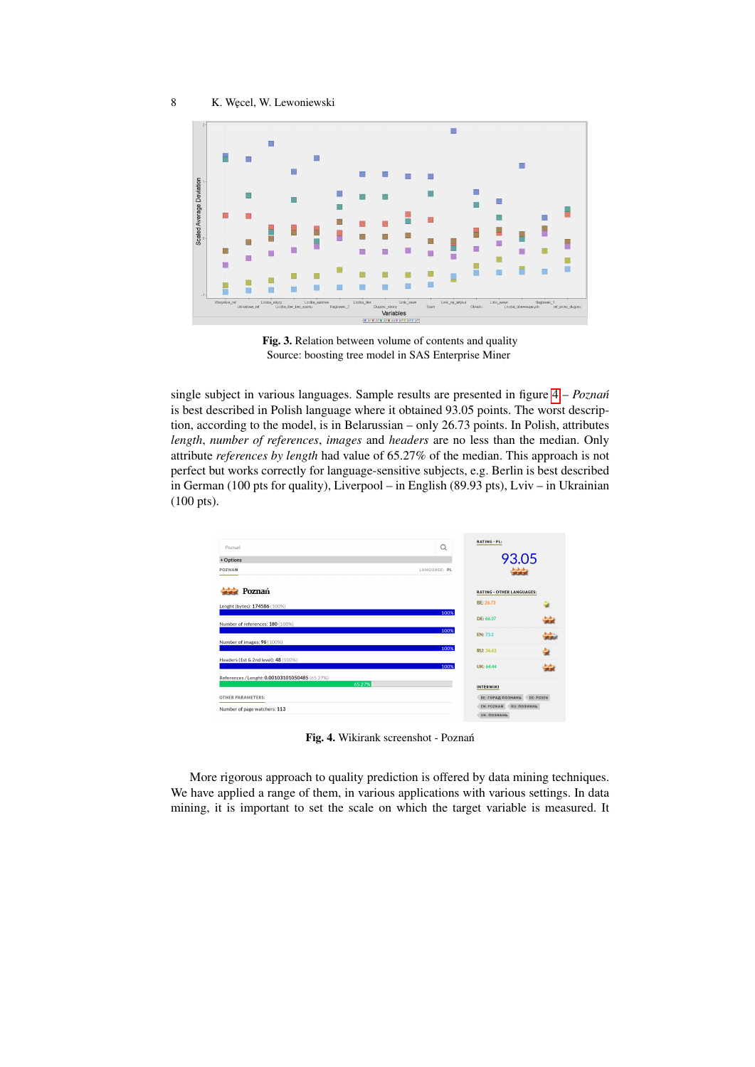**Fig. 3.** Relation between volume of contents and quality
Source: boosting tree model in SAS Enterprise Miner

single subject in various languages. Sample results are presented in figure 4 – *Poznań* is best described in Polish language where it obtained 93.05 points. The worst description, according to the model, is in Belarussian – only 26.73 points. In Polish, attributes *length*, *number of references*, *images* and *headers* are no less than the median. Only attribute *references by length* had value of 65.27% of the median. This approach is not perfect but works correctly for language-sensitive subjects, e.g. Berlin is best described in German (100 pts for quality), Liverpool – in English (89.93 pts), Lviv – in Ukrainian (100 pts).

**Fig. 4.** Wikirank screenshot - Poznań

More rigorous approach to quality prediction is offered by data mining techniques. We have applied a range of them, in various applications with various settings. In data mining, it is important to set the scale on which the target variable is measured. It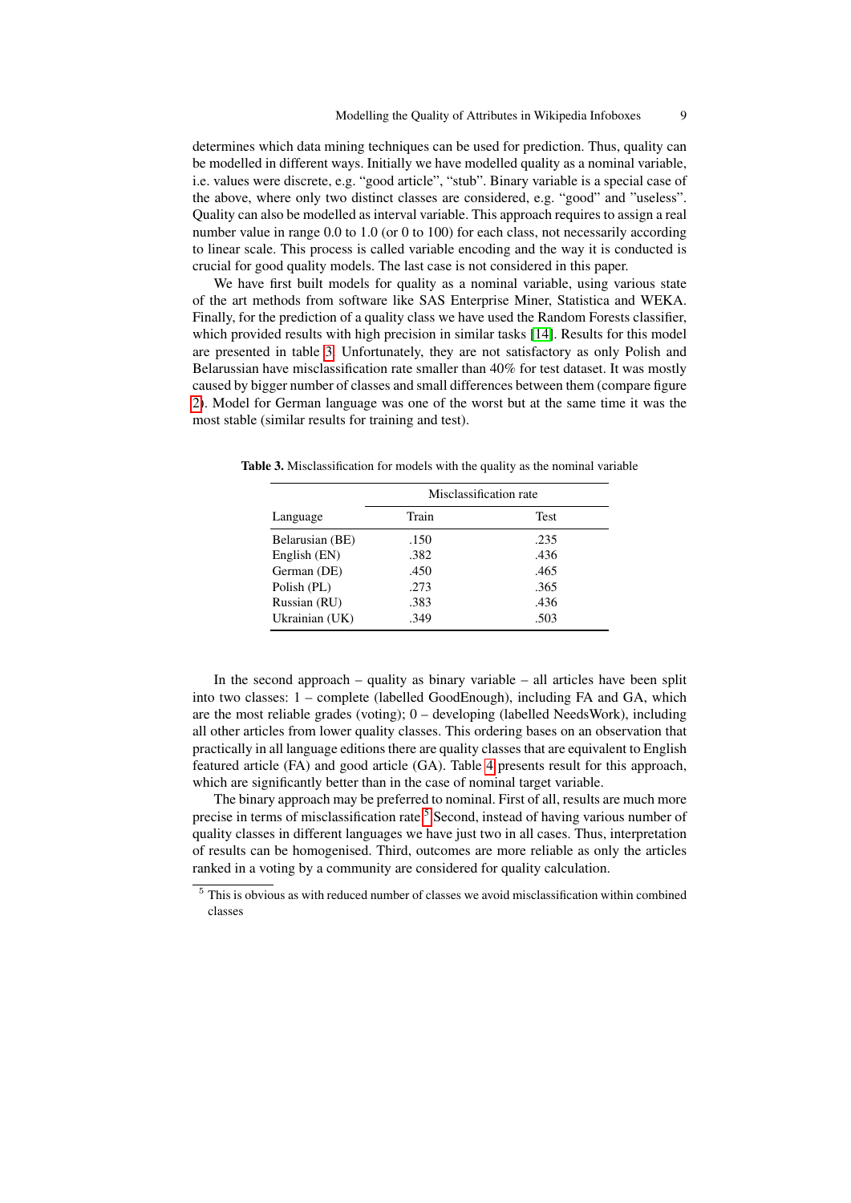determines which data mining techniques can be used for prediction. Thus, quality can be modelled in different ways. Initially we have modelled quality as a nominal variable, i.e. values were discrete, e.g. "good article", "stub". Binary variable is a special case of the above, where only two distinct classes are considered, e.g. "good" and "useless". Quality can also be modelled as interval variable. This approach requires to assign a real number value in range 0.0 to 1.0 (or 0 to 100) for each class, not necessarily according to linear scale. This process is called variable encoding and the way it is conducted is crucial for good quality models. The last case is not considered in this paper.

We have first built models for quality as a nominal variable, using various state of the art methods from software like SAS Enterprise Miner, Statistica and WEKA. Finally, for the prediction of a quality class we have used the Random Forests classifier, which provided results with high precision in similar tasks [14]. Results for this model are presented in table 3. Unfortunately, they are not satisfactory as only Polish and Belarussian have misclassification rate smaller than 40% for test dataset. It was mostly caused by bigger number of classes and small differences between them (compare figure 2). Model for German language was one of the worst but at the same time it was the most stable (similar results for training and test).

**Table 3.** Misclassification for models with the quality as the nominal variable

| | Misclassification rate | |
|---|---|---|
| Language | Train | Test |
| Belarusian (BE) | .150 | .235 |
| English (EN) | .382 | .436 |
| German (DE) | .450 | .465 |
| Polish (PL) | .273 | .365 |
| Russian (RU) | .383 | .436 |
| Ukrainian (UK) | .349 | .503 |

In the second approach – quality as binary variable – all articles have been split into two classes: 1 – complete (labelled GoodEnough), including FA and GA, which are the most reliable grades (voting); 0 – developing (labelled NeedsWork), including all other articles from lower quality classes. This ordering bases on an observation that practically in all language editions there are quality classes that are equivalent to English featured article (FA) and good article (GA). Table 4 presents result for this approach, which are significantly better than in the case of nominal target variable.

The binary approach may be preferred to nominal. First of all, results are much more precise in terms of misclassification rate.[5] Second, instead of having various number of quality classes in different languages we have just two in all cases. Thus, interpretation of results can be homogenised. Third, outcomes are more reliable as only the articles ranked in a voting by a community are considered for quality calculation.

[5] This is obvious as with reduced number of classes we avoid misclassification within combined classes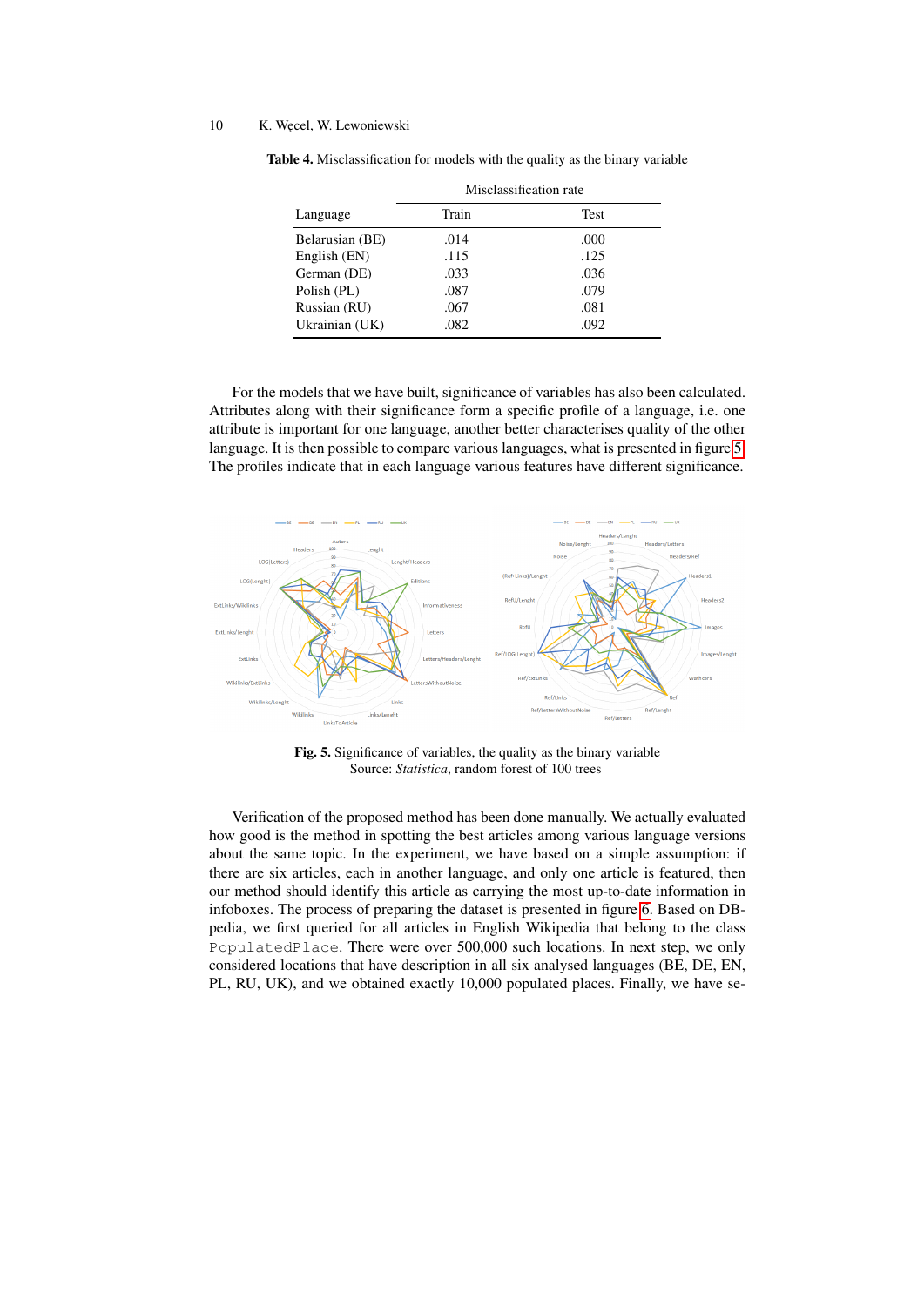**Table 4.** Misclassification for models with the quality as the binary variable

| Language | Misclassification rate | |
|---|---|---|
| | Train | Test |
| Belarusian (BE) | .014 | .000 |
| English (EN) | .115 | .125 |
| German (DE) | .033 | .036 |
| Polish (PL) | .087 | .079 |
| Russian (RU) | .067 | .081 |
| Ukrainian (UK) | .082 | .092 |

For the models that we have built, significance of variables has also been calculated. Attributes along with their significance form a specific profile of a language, i.e. one attribute is important for one language, another better characterises quality of the other language. It is then possible to compare various languages, what is presented in figure 5. The profiles indicate that in each language various features have different significance.

**Fig. 5.** Significance of variables, the quality as the binary variable
Source: *Statistica*, random forest of 100 trees

Verification of the proposed method has been done manually. We actually evaluated how good is the method in spotting the best articles among various language versions about the same topic. In the experiment, we have based on a simple assumption: if there are six articles, each in another language, and only one article is featured, then our method should identify this article as carrying the most up-to-date information in infoboxes. The process of preparing the dataset is presented in figure 6. Based on DBpedia, we first queried for all articles in English Wikipedia that belong to the class `PopulatedPlace`. There were over 500,000 such locations. In next step, we only considered locations that have description in all six analysed languages (BE, DE, EN, PL, RU, UK), and we obtained exactly 10,000 populated places. Finally, we have se-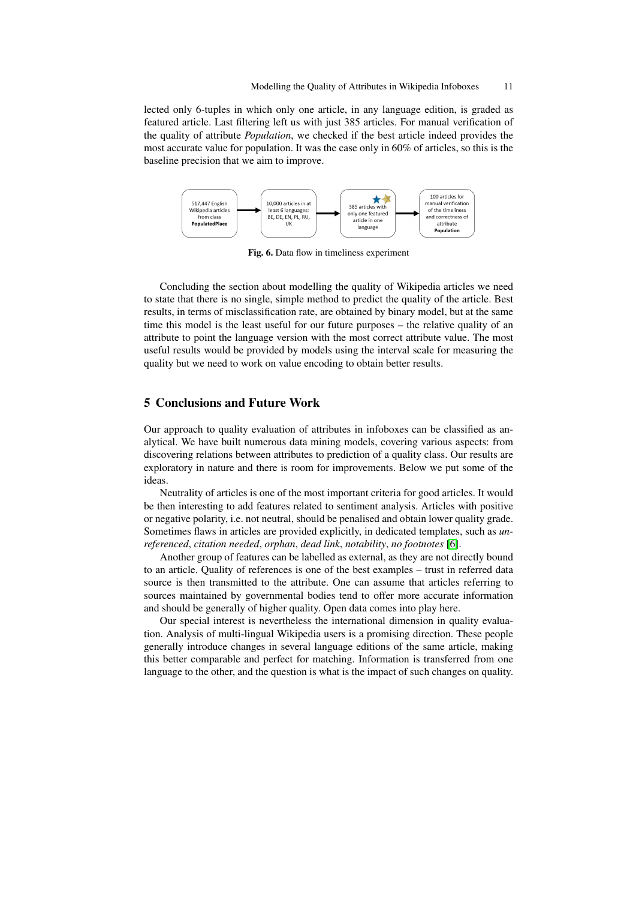lected only 6-tuples in which only one article, in any language edition, is graded as featured article. Last filtering left us with just 385 articles. For manual verification of the quality of attribute *Population*, we checked if the best article indeed provides the most accurate value for population. It was the case only in 60% of articles, so this is the baseline precision that we aim to improve.

517,447 English Wikipedia articles from class **PopulatedPlace**

10,000 articles in at least 6 languages: BE, DE, EN, PL, RU, UK

385 articles with only one featured article in one language

100 articles for manual verification of the timeliness and correctness of attribute **Population**

**Fig. 6.** Data flow in timeliness experiment

Concluding the section about modelling the quality of Wikipedia articles we need to state that there is no single, simple method to predict the quality of the article. Best results, in terms of misclassification rate, are obtained by binary model, but at the same time this model is the least useful for our future purposes – the relative quality of an attribute to point the language version with the most correct attribute value. The most useful results would be provided by models using the interval scale for measuring the quality but we need to work on value encoding to obtain better results.

## 5 Conclusions and Future Work

Our approach to quality evaluation of attributes in infoboxes can be classified as analytical. We have built numerous data mining models, covering various aspects: from discovering relations between attributes to prediction of a quality class. Our results are exploratory in nature and there is room for improvements. Below we put some of the ideas.

Neutrality of articles is one of the most important criteria for good articles. It would be then interesting to add features related to sentiment analysis. Articles with positive or negative polarity, i.e. not neutral, should be penalised and obtain lower quality grade. Sometimes flaws in articles are provided explicitly, in dedicated templates, such as *unreferenced*, *citation needed*, *orphan*, *dead link*, *notability*, *no footnotes* [6].

Another group of features can be labelled as external, as they are not directly bound to an article. Quality of references is one of the best examples – trust in referred data source is then transmitted to the attribute. One can assume that articles referring to sources maintained by governmental bodies tend to offer more accurate information and should be generally of higher quality. Open data comes into play here.

Our special interest is nevertheless the international dimension in quality evaluation. Analysis of multi-lingual Wikipedia users is a promising direction. These people generally introduce changes in several language editions of the same article, making this better comparable and perfect for matching. Information is transferred from one language to the other, and the question is what is the impact of such changes on quality.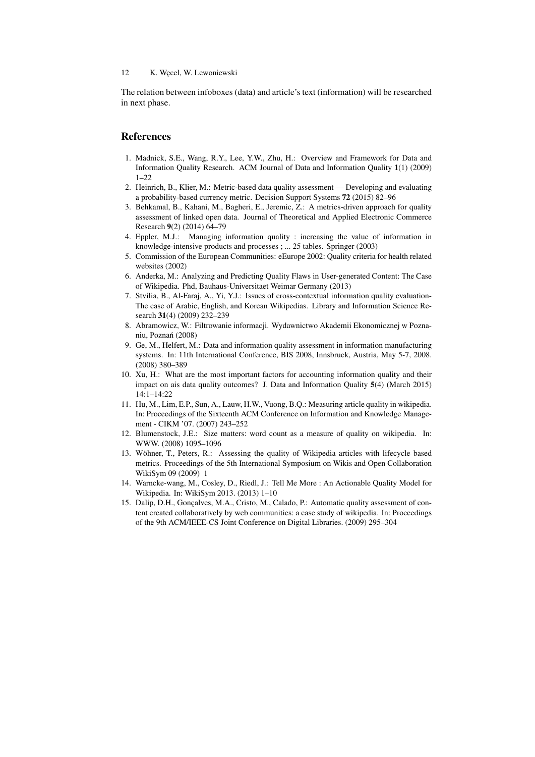The relation between infoboxes (data) and article's text (information) will be researched in next phase.

## References

1. Madnick, S.E., Wang, R.Y., Lee, Y.W., Zhu, H.: Overview and Framework for Data and Information Quality Research. ACM Journal of Data and Information Quality **1**(1) (2009) 1–22
2. Heinrich, B., Klier, M.: Metric-based data quality assessment — Developing and evaluating a probability-based currency metric. Decision Support Systems **72** (2015) 82–96
3. Behkamal, B., Kahani, M., Bagheri, E., Jeremic, Z.: A metrics-driven approach for quality assessment of linked open data. Journal of Theoretical and Applied Electronic Commerce Research **9**(2) (2014) 64–79
4. Eppler, M.J.: Managing information quality : increasing the value of information in knowledge-intensive products and processes ; ... 25 tables. Springer (2003)
5. Commission of the European Communities: eEurope 2002: Quality criteria for health related websites (2002)
6. Anderka, M.: Analyzing and Predicting Quality Flaws in User-generated Content: The Case of Wikipedia. Phd, Bauhaus-Universitaet Weimar Germany (2013)
7. Stvilia, B., Al-Faraj, A., Yi, Y.J.: Issues of cross-contextual information quality evaluation-The case of Arabic, English, and Korean Wikipedias. Library and Information Science Research **31**(4) (2009) 232–239
8. Abramowicz, W.: Filtrowanie informacji. Wydawnictwo Akademii Ekonomicznej w Poznaniu, Poznań (2008)
9. Ge, M., Helfert, M.: Data and information quality assessment in information manufacturing systems. In: 11th International Conference, BIS 2008, Innsbruck, Austria, May 5-7, 2008. (2008) 380–389
10. Xu, H.: What are the most important factors for accounting information quality and their impact on ais data quality outcomes? J. Data and Information Quality **5**(4) (March 2015) 14:1–14:22
11. Hu, M., Lim, E.P., Sun, A., Lauw, H.W., Vuong, B.Q.: Measuring article quality in wikipedia. In: Proceedings of the Sixteenth ACM Conference on Information and Knowledge Management - CIKM '07. (2007) 243–252
12. Blumenstock, J.E.: Size matters: word count as a measure of quality on wikipedia. In: WWW. (2008) 1095–1096
13. Wöhner, T., Peters, R.: Assessing the quality of Wikipedia articles with lifecycle based metrics. Proceedings of the 5th International Symposium on Wikis and Open Collaboration WikiSym 09 (2009) 1
14. Warncke-wang, M., Cosley, D., Riedl, J.: Tell Me More : An Actionable Quality Model for Wikipedia. In: WikiSym 2013. (2013) 1–10
15. Dalip, D.H., Gonçalves, M.A., Cristo, M., Calado, P.: Automatic quality assessment of content created collaboratively by web communities: a case study of wikipedia. In: Proceedings of the 9th ACM/IEEE-CS Joint Conference on Digital Libraries. (2009) 295–304